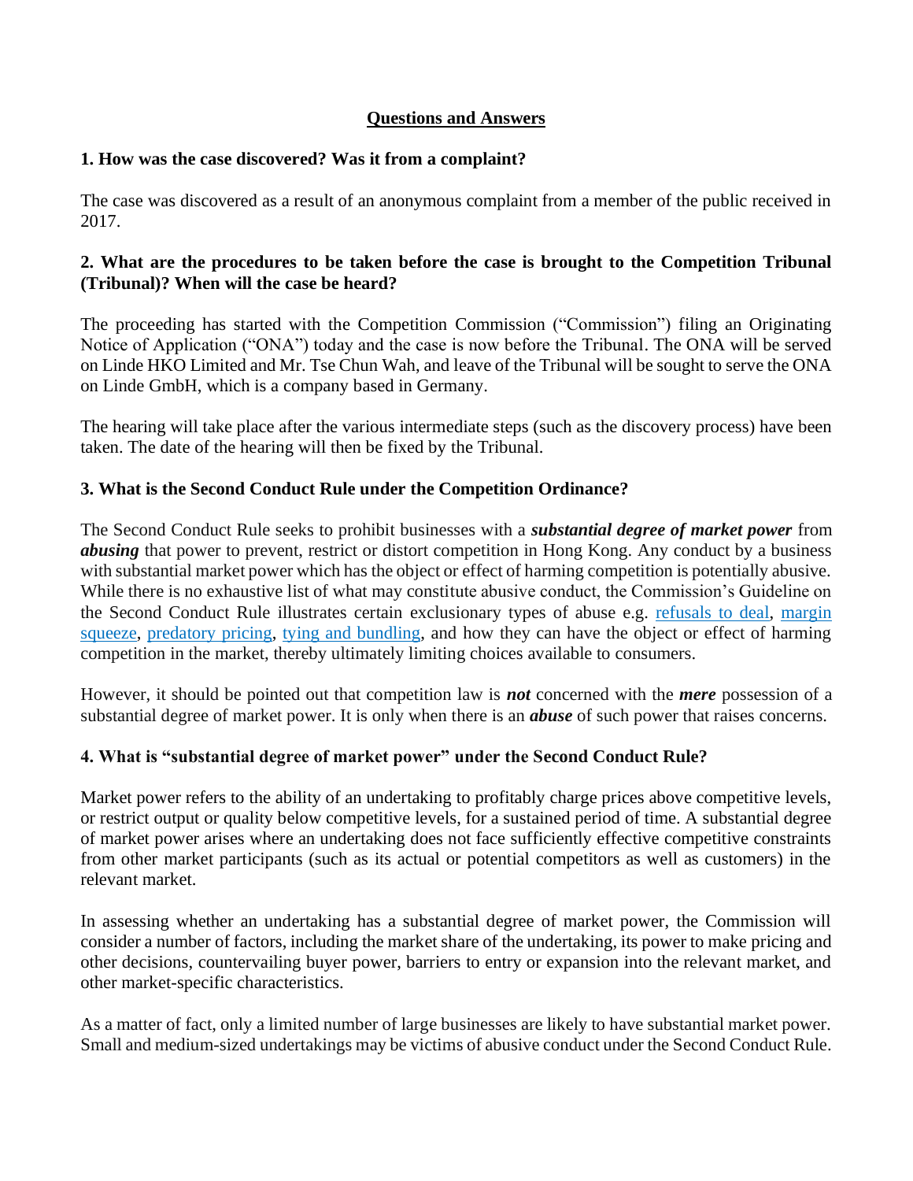# Questions and Answers

### 1. How was the case discovered? Was it from a complaint?

The case was discovered as a result of an anonymous complaint from a member of the public received in 2017.

### 2. What are the procedures to be taken before the case is brought to the Competition Tribunal (Tribunal)? When will the case be heard?

The proceeding has started with the Competition Commission ("Commission") filing an Originating Notice of Application ("ONA") today and the case is now before the Tribunal. The ONA will be served on Linde HKO Limited and Mr. Tse Chun Wah, and leave of the Tribunal will be sought to serve the ONA on Linde GmbH, which is a company based in Germany.

The hearing will take place after the various intermediate steps (such as the discovery process) have been taken. The date of the hearing will then be fixed by the Tribunal.

### 3. What is the Second Conduct Rule under the Competition Ordinance?

The Second Conduct Rule seeks to prohibit businesses with a ***substantial degree of market power*** from ***abusing*** that power to prevent, restrict or distort competition in Hong Kong. Any conduct by a business with substantial market power which has the object or effect of harming competition is potentially abusive. While there is no exhaustive list of what may constitute abusive conduct, the Commission's Guideline on the Second Conduct Rule illustrates certain exclusionary types of abuse e.g. refusals to deal, margin squeeze, predatory pricing, tying and bundling, and how they can have the object or effect of harming competition in the market, thereby ultimately limiting choices available to consumers.

However, it should be pointed out that competition law is ***not*** concerned with the ***mere*** possession of a substantial degree of market power. It is only when there is an ***abuse*** of such power that raises concerns.

### 4. What is "substantial degree of market power" under the Second Conduct Rule?

Market power refers to the ability of an undertaking to profitably charge prices above competitive levels, or restrict output or quality below competitive levels, for a sustained period of time. A substantial degree of market power arises where an undertaking does not face sufficiently effective competitive constraints from other market participants (such as its actual or potential competitors as well as customers) in the relevant market.

In assessing whether an undertaking has a substantial degree of market power, the Commission will consider a number of factors, including the market share of the undertaking, its power to make pricing and other decisions, countervailing buyer power, barriers to entry or expansion into the relevant market, and other market-specific characteristics.

As a matter of fact, only a limited number of large businesses are likely to have substantial market power. Small and medium-sized undertakings may be victims of abusive conduct under the Second Conduct Rule.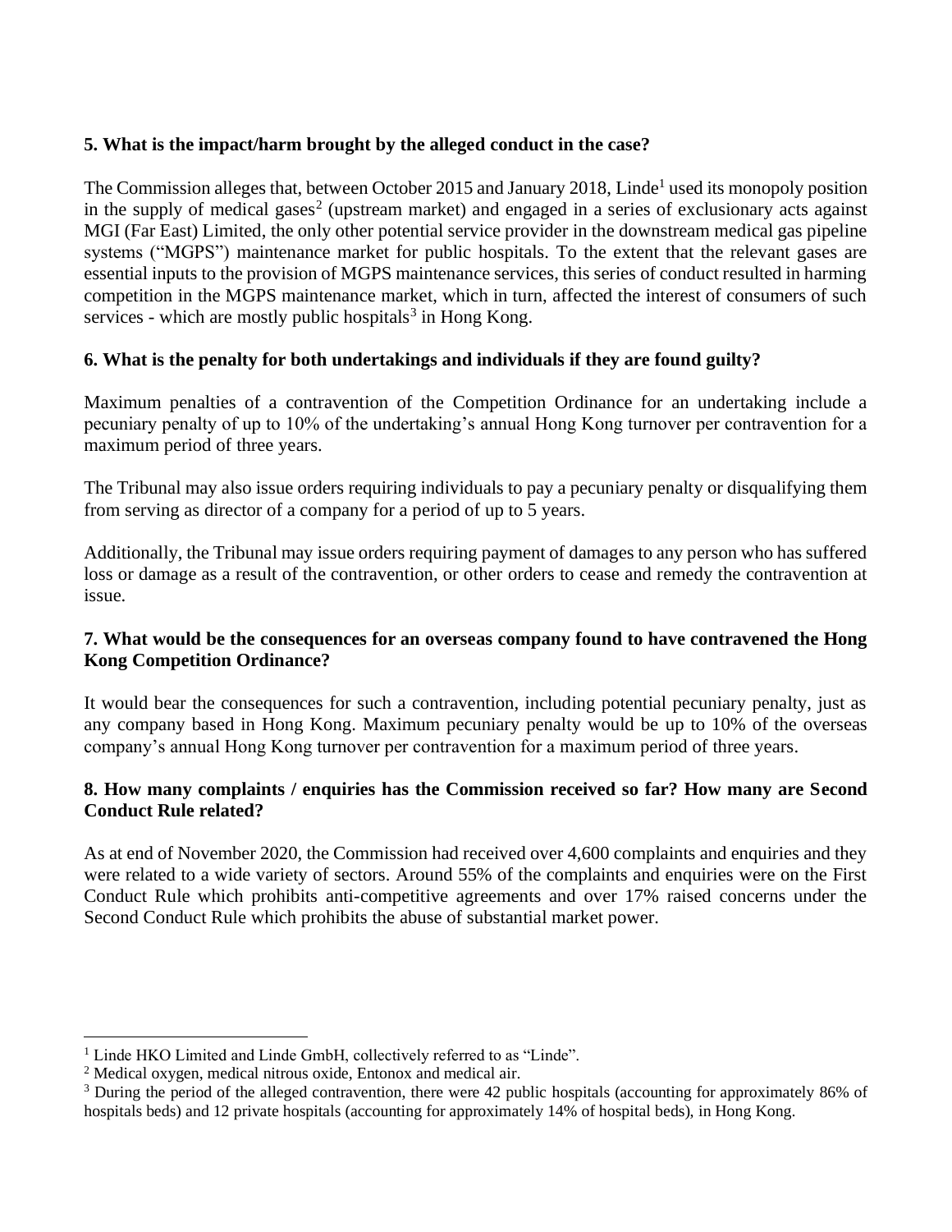**5. What is the impact/harm brought by the alleged conduct in the case?**

The Commission alleges that, between October 2015 and January 2018, Linde[1] used its monopoly position in the supply of medical gases[2] (upstream market) and engaged in a series of exclusionary acts against MGI (Far East) Limited, the only other potential service provider in the downstream medical gas pipeline systems ("MGPS") maintenance market for public hospitals. To the extent that the relevant gases are essential inputs to the provision of MGPS maintenance services, this series of conduct resulted in harming competition in the MGPS maintenance market, which in turn, affected the interest of consumers of such services - which are mostly public hospitals[3] in Hong Kong.

**6. What is the penalty for both undertakings and individuals if they are found guilty?**

Maximum penalties of a contravention of the Competition Ordinance for an undertaking include a pecuniary penalty of up to 10% of the undertaking's annual Hong Kong turnover per contravention for a maximum period of three years.

The Tribunal may also issue orders requiring individuals to pay a pecuniary penalty or disqualifying them from serving as director of a company for a period of up to 5 years.

Additionally, the Tribunal may issue orders requiring payment of damages to any person who has suffered loss or damage as a result of the contravention, or other orders to cease and remedy the contravention at issue.

**7. What would be the consequences for an overseas company found to have contravened the Hong Kong Competition Ordinance?**

It would bear the consequences for such a contravention, including potential pecuniary penalty, just as any company based in Hong Kong. Maximum pecuniary penalty would be up to 10% of the overseas company's annual Hong Kong turnover per contravention for a maximum period of three years.

**8. How many complaints / enquiries has the Commission received so far? How many are Second Conduct Rule related?**

As at end of November 2020, the Commission had received over 4,600 complaints and enquiries and they were related to a wide variety of sectors. Around 55% of the complaints and enquiries were on the First Conduct Rule which prohibits anti-competitive agreements and over 17% raised concerns under the Second Conduct Rule which prohibits the abuse of substantial market power.

---

[1] Linde HKO Limited and Linde GmbH, collectively referred to as "Linde".

[2] Medical oxygen, medical nitrous oxide, Entonox and medical air.

[3] During the period of the alleged contravention, there were 42 public hospitals (accounting for approximately 86% of hospitals beds) and 12 private hospitals (accounting for approximately 14% of hospital beds), in Hong Kong.